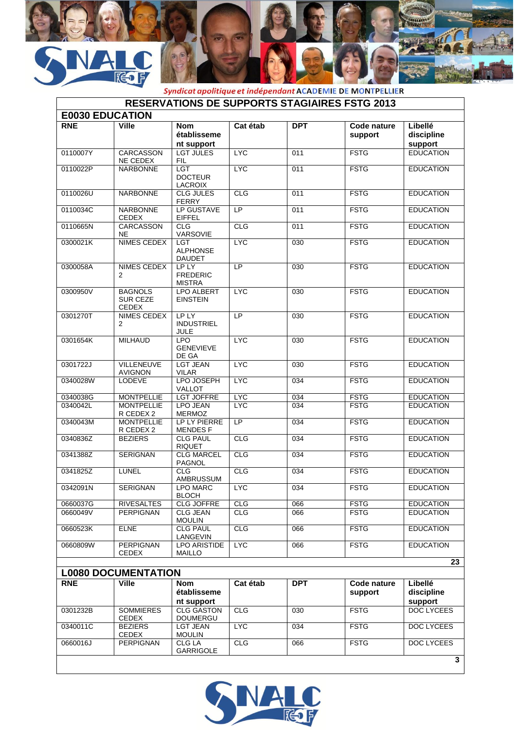Syndicat apolitique et indépendant ACADEMIE DE MONTPELLIER

# RESERVATIONS DE SUPPORTS STAGIAIRES FSTG 2013

## E0030 EDUCATION

| RNE | Ville | Nom établissement support | Cat étab | DPT | Code nature support | Libellé discipline support |
|---|---|---|---|---|---|---|
| 0110007Y | CARCASSONNE CEDEX | LGT JULES FIL | LYC | 011 | FSTG | EDUCATION |
| 0110022P | NARBONNE | LGT DOCTEUR LACROIX | LYC | 011 | FSTG | EDUCATION |
| 0110026U | NARBONNE | CLG JULES FERRY | CLG | 011 | FSTG | EDUCATION |
| 0110034C | NARBONNE CEDEX | LP GUSTAVE EIFFEL | LP | 011 | FSTG | EDUCATION |
| 0110665N | CARCASSONNE | CLG VARSOVIE | CLG | 011 | FSTG | EDUCATION |
| 0300021K | NIMES CEDEX | LGT ALPHONSE DAUDET | LYC | 030 | FSTG | EDUCATION |
| 0300058A | NIMES CEDEX 2 | LP LY FREDERIC MISTRA | LP | 030 | FSTG | EDUCATION |
| 0300950V | BAGNOLS SUR CEZE CEDEX | LPO ALBERT EINSTEIN | LYC | 030 | FSTG | EDUCATION |
| 0301270T | NIMES CEDEX 2 | LP LY INDUSTRIEL JULE | LP | 030 | FSTG | EDUCATION |
| 0301654K | MILHAUD | LPO GENEVIEVE DE GA | LYC | 030 | FSTG | EDUCATION |
| 0301722J | VILLENEUVE AVIGNON | LGT JEAN VILAR | LYC | 030 | FSTG | EDUCATION |
| 0340028W | LODEVE | LPO JOSEPH VALLOT | LYC | 034 | FSTG | EDUCATION |
| 0340038G | MONTPELLIE | LGT JOFFRE | LYC | 034 | FSTG | EDUCATION |
| 0340042L | MONTPELLIER CEDEX 2 | LPO JEAN MERMOZ | LYC | 034 | FSTG | EDUCATION |
| 0340043M | MONTPELLIER CEDEX 2 | LP LY PIERRE MENDES F | LP | 034 | FSTG | EDUCATION |
| 0340836Z | BEZIERS | CLG PAUL RIQUET | CLG | 034 | FSTG | EDUCATION |
| 0341388Z | SERIGNAN | CLG MARCEL PAGNOL | CLG | 034 | FSTG | EDUCATION |
| 0341825Z | LUNEL | CLG AMBRUSSUM | CLG | 034 | FSTG | EDUCATION |
| 0342091N | SERIGNAN | LPO MARC BLOCH | LYC | 034 | FSTG | EDUCATION |
| 0660037G | RIVESALTES | CLG JOFFRE | CLG | 066 | FSTG | EDUCATION |
| 0660049V | PERPIGNAN | CLG JEAN MOULIN | CLG | 066 | FSTG | EDUCATION |
| 0660523K | ELNE | CLG PAUL LANGEVIN | CLG | 066 | FSTG | EDUCATION |
| 0660809W | PERPIGNAN CEDEX | LPO ARISTIDE MAILLO | LYC | 066 | FSTG | EDUCATION |
| | | | | | | 23 |

## L0080 DOCUMENTATION

| RNE | Ville | Nom établissement support | Cat étab | DPT | Code nature support | Libellé discipline support |
|---|---|---|---|---|---|---|
| 0301232B | SOMMIERES CEDEX | CLG GASTON DOUMERGU | CLG | 030 | FSTG | DOC LYCEES |
| 0340011C | BEZIERS CEDEX | LGT JEAN MOULIN | LYC | 034 | FSTG | DOC LYCEES |
| 0660016J | PERPIGNAN | CLG LA GARRIGOLE | CLG | 066 | FSTG | DOC LYCEES |
| | | | | | | 3 |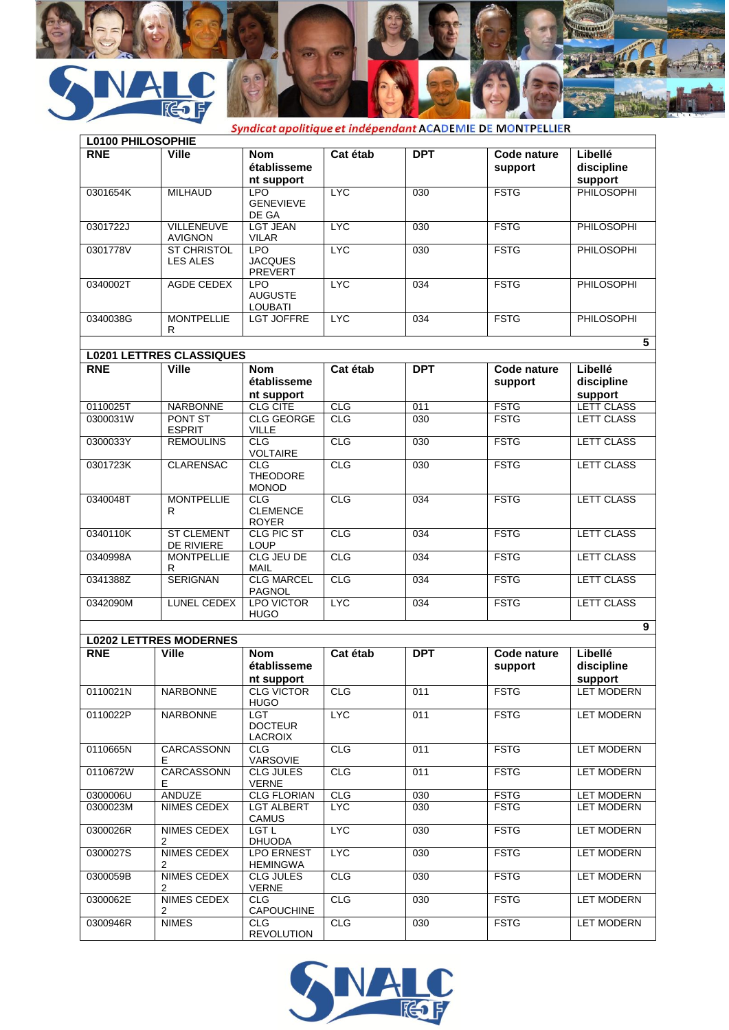Syndicat apolitique et indépendant ACADEMIE DE MONTPELLIER

| L0100 PHILOSOPHIE | | | | | | |
|---|---|---|---|---|---|---|
| **RNE** | **Ville** | **Nom établissement support** | **Cat étab** | **DPT** | **Code nature support** | **Libellé discipline support** |
| 0301654K | MILHAUD | LPO GENEVIEVE DE GA | LYC | 030 | FSTG | PHILOSOPHI |
| 0301722J | VILLENEUVE AVIGNON | LGT JEAN VILAR | LYC | 030 | FSTG | PHILOSOPHI |
| 0301778V | ST CHRISTOL LES ALES | LPO JACQUES PREVERT | LYC | 030 | FSTG | PHILOSOPHI |
| 0340002T | AGDE CEDEX | LPO AUGUSTE LOUBATI | LYC | 034 | FSTG | PHILOSOPHI |
| 0340038G | MONTPELLIER | LGT JOFFRE | LYC | 034 | FSTG | PHILOSOPHI |
| | | | | | | 5 |

| L0201 LETTRES CLASSIQUES | | | | | | |
|---|---|---|---|---|---|---|
| **RNE** | **Ville** | **Nom établissement support** | **Cat étab** | **DPT** | **Code nature support** | **Libellé discipline support** |
| 0110025T | NARBONNE | CLG CITE | CLG | 011 | FSTG | LETT CLASS |
| 0300031W | PONT ST ESPRIT | CLG GEORGE VILLE | CLG | 030 | FSTG | LETT CLASS |
| 0300033Y | REMOULINS | CLG VOLTAIRE | CLG | 030 | FSTG | LETT CLASS |
| 0301723K | CLARENSAC | CLG THEODORE MONOD | CLG | 030 | FSTG | LETT CLASS |
| 0340048T | MONTPELLIER | CLG CLEMENCE ROYER | CLG | 034 | FSTG | LETT CLASS |
| 0340110K | ST CLEMENT DE RIVIERE | CLG PIC ST LOUP | CLG | 034 | FSTG | LETT CLASS |
| 0340998A | MONTPELLIER | CLG JEU DE MAIL | CLG | 034 | FSTG | LETT CLASS |
| 0341388Z | SERIGNAN | CLG MARCEL PAGNOL | CLG | 034 | FSTG | LETT CLASS |
| 0342090M | LUNEL CEDEX | LPO VICTOR HUGO | LYC | 034 | FSTG | LETT CLASS |
| | | | | | | 9 |

| L0202 LETTRES MODERNES | | | | | | |
|---|---|---|---|---|---|---|
| **RNE** | **Ville** | **Nom établissement support** | **Cat étab** | **DPT** | **Code nature support** | **Libellé discipline support** |
| 0110021N | NARBONNE | CLG VICTOR HUGO | CLG | 011 | FSTG | LET MODERN |
| 0110022P | NARBONNE | LGT DOCTEUR LACROIX | LYC | 011 | FSTG | LET MODERN |
| 0110665N | CARCASSONNE | CLG VARSOVIE | CLG | 011 | FSTG | LET MODERN |
| 0110672W | CARCASSONNE | CLG JULES VERNE | CLG | 011 | FSTG | LET MODERN |
| 0300006U | ANDUZE | CLG FLORIAN | CLG | 030 | FSTG | LET MODERN |
| 0300023M | NIMES CEDEX | LGT ALBERT CAMUS | LYC | 030 | FSTG | LET MODERN |
| 0300026R | NIMES CEDEX 2 | LGT L DHUODA | LYC | 030 | FSTG | LET MODERN |
| 0300027S | NIMES CEDEX 2 | LPO ERNEST HEMINGWA | LYC | 030 | FSTG | LET MODERN |
| 0300059B | NIMES CEDEX 2 | CLG JULES VERNE | CLG | 030 | FSTG | LET MODERN |
| 0300062E | NIMES CEDEX 2 | CLG CAPOUCHINE | CLG | 030 | FSTG | LET MODERN |
| 0300946R | NIMES | CLG REVOLUTION | CLG | 030 | FSTG | LET MODERN |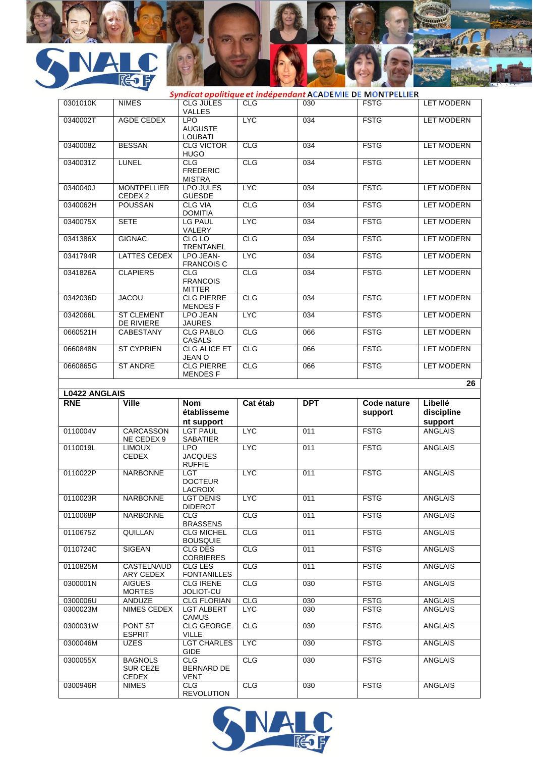| | | | | | | |
|---|---|---|---|---|---|---|
| 0301010K | NIMES | CLG JULES VALLES | CLG | 030 | FSTG | LET MODERN |
| 0340002T | AGDE CEDEX | LPO AUGUSTE LOUBATI | LYC | 034 | FSTG | LET MODERN |
| 0340008Z | BESSAN | CLG VICTOR HUGO | CLG | 034 | FSTG | LET MODERN |
| 0340031Z | LUNEL | CLG FREDERIC MISTRA | CLG | 034 | FSTG | LET MODERN |
| 0340040J | MONTPELLIER CEDEX 2 | LPO JULES GUESDE | LYC | 034 | FSTG | LET MODERN |
| 0340062H | POUSSAN | CLG VIA DOMITIA | CLG | 034 | FSTG | LET MODERN |
| 0340075X | SETE | LG PAUL VALERY | LYC | 034 | FSTG | LET MODERN |
| 0341386X | GIGNAC | CLG LO TRENTANEL | CLG | 034 | FSTG | LET MODERN |
| 0341794R | LATTES CEDEX | LPO JEAN-FRANCOIS C | LYC | 034 | FSTG | LET MODERN |
| 0341826A | CLAPIERS | CLG FRANCOIS MITTER | CLG | 034 | FSTG | LET MODERN |
| 0342036D | JACOU | CLG PIERRE MENDES F | CLG | 034 | FSTG | LET MODERN |
| 0342066L | ST CLEMENT DE RIVIERE | LPO JEAN JAURES | LYC | 034 | FSTG | LET MODERN |
| 0660521H | CABESTANY | CLG PABLO CASALS | CLG | 066 | FSTG | LET MODERN |
| 0660848N | ST CYPRIEN | CLG ALICE ET JEAN O | CLG | 066 | FSTG | LET MODERN |
| 0660865G | ST ANDRE | CLG PIERRE MENDES F | CLG | 066 | FSTG | LET MODERN |
| | | | | | | 26 |

**L0422 ANGLAIS**

| RNE | Ville | Nom établissement support | Cat étab | DPT | Code nature support | Libellé discipline support |
|---|---|---|---|---|---|---|
| 0110004V | CARCASSONNE CEDEX 9 | LGT PAUL SABATIER | LYC | 011 | FSTG | ANGLAIS |
| 0110019L | LIMOUX CEDEX | LPO JACQUES RUFFIE | LYC | 011 | FSTG | ANGLAIS |
| 0110022P | NARBONNE | LGT DOCTEUR LACROIX | LYC | 011 | FSTG | ANGLAIS |
| 0110023R | NARBONNE | LGT DENIS DIDEROT | LYC | 011 | FSTG | ANGLAIS |
| 0110068P | NARBONNE | CLG BRASSENS | CLG | 011 | FSTG | ANGLAIS |
| 0110675Z | QUILLAN | CLG MICHEL BOUSQUIE | CLG | 011 | FSTG | ANGLAIS |
| 0110724C | SIGEAN | CLG DES CORBIERES | CLG | 011 | FSTG | ANGLAIS |
| 0110825M | CASTELNAUDARY CEDEX | CLG LES FONTANILLES | CLG | 011 | FSTG | ANGLAIS |
| 0300001N | AIGUES MORTES | CLG IRENE JOLIOT-CU | CLG | 030 | FSTG | ANGLAIS |
| 0300006U | ANDUZE | CLG FLORIAN | CLG | 030 | FSTG | ANGLAIS |
| 0300023M | NIMES CEDEX | LGT ALBERT CAMUS | LYC | 030 | FSTG | ANGLAIS |
| 0300031W | PONT ST ESPRIT | CLG GEORGE VILLE | CLG | 030 | FSTG | ANGLAIS |
| 0300046M | UZES | LGT CHARLES GIDE | LYC | 030 | FSTG | ANGLAIS |
| 0300055X | BAGNOLS SUR CEZE CEDEX | CLG BERNARD DE VENT | CLG | 030 | FSTG | ANGLAIS |
| 0300946R | NIMES | CLG REVOLUTION | CLG | 030 | FSTG | ANGLAIS |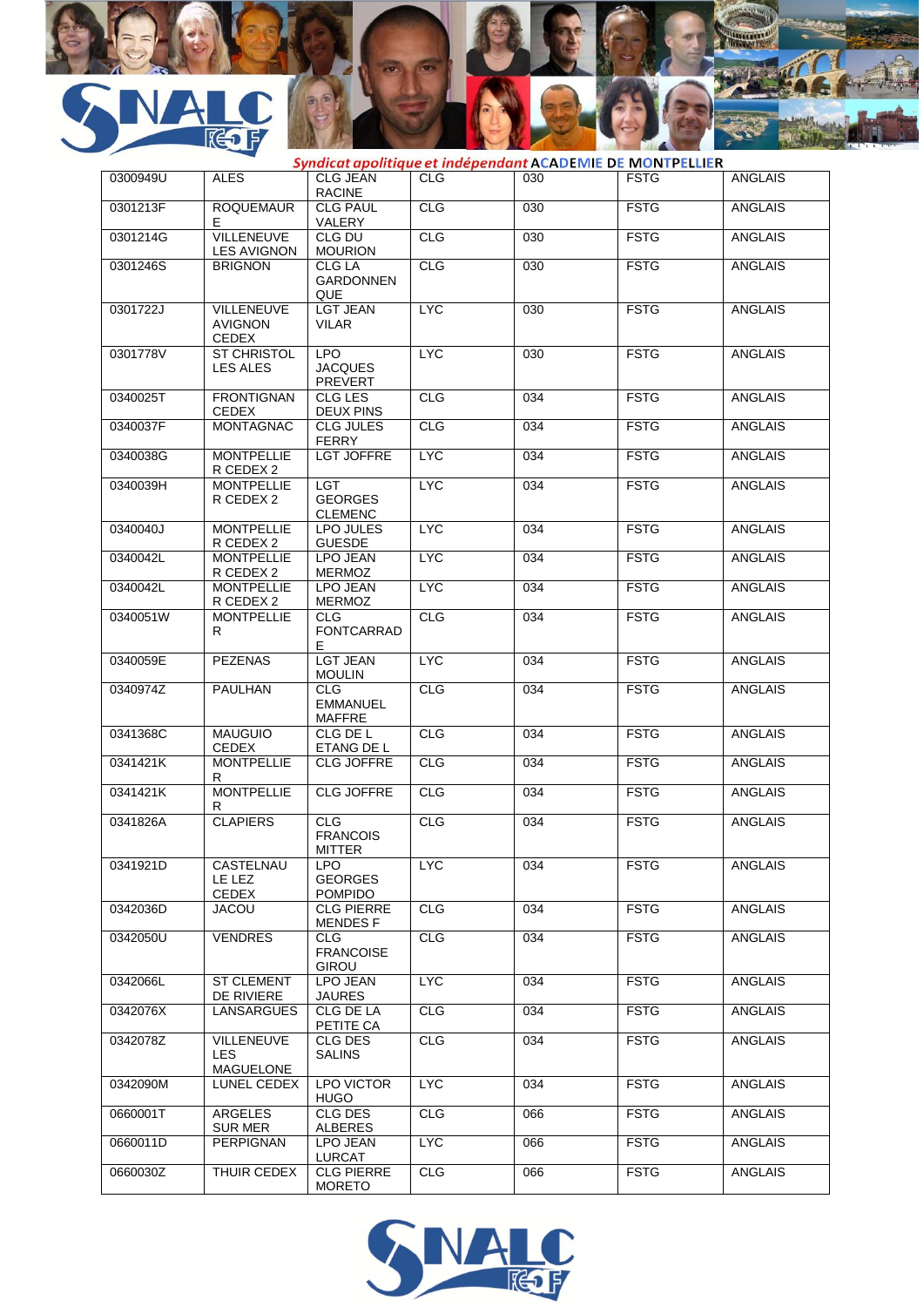Syndicat apolitique et indépendant ACADEMIE DE MONTPELLIER

| | | | | | | |
|---|---|---|---|---|---|---|
| 0300949U | ALES | CLG JEAN RACINE | CLG | 030 | FSTG | ANGLAIS |
| 0301213F | ROQUEMAURE | CLG PAUL VALERY | CLG | 030 | FSTG | ANGLAIS |
| 0301214G | VILLENEUVE LES AVIGNON | CLG DU MOURION | CLG | 030 | FSTG | ANGLAIS |
| 0301246S | BRIGNON | CLG LA GARDONNENQUE | CLG | 030 | FSTG | ANGLAIS |
| 0301722J | VILLENEUVE AVIGNON CEDEX | LGT JEAN VILAR | LYC | 030 | FSTG | ANGLAIS |
| 0301778V | ST CHRISTOL LES ALES | LPO JACQUES PREVERT | LYC | 030 | FSTG | ANGLAIS |
| 0340025T | FRONTIGNAN CEDEX | CLG LES DEUX PINS | CLG | 034 | FSTG | ANGLAIS |
| 0340037F | MONTAGNAC | CLG JULES FERRY | CLG | 034 | FSTG | ANGLAIS |
| 0340038G | MONTPELLIER CEDEX 2 | LGT JOFFRE | LYC | 034 | FSTG | ANGLAIS |
| 0340039H | MONTPELLIER CEDEX 2 | LGT GEORGES CLEMENC | LYC | 034 | FSTG | ANGLAIS |
| 0340040J | MONTPELLIER CEDEX 2 | LPO JULES GUESDE | LYC | 034 | FSTG | ANGLAIS |
| 0340042L | MONTPELLIER CEDEX 2 | LPO JEAN MERMOZ | LYC | 034 | FSTG | ANGLAIS |
| 0340042L | MONTPELLIER CEDEX 2 | LPO JEAN MERMOZ | LYC | 034 | FSTG | ANGLAIS |
| 0340051W | MONTPELLIER | CLG FONTCARRADE | CLG | 034 | FSTG | ANGLAIS |
| 0340059E | PEZENAS | LGT JEAN MOULIN | LYC | 034 | FSTG | ANGLAIS |
| 0340974Z | PAULHAN | CLG EMMANUEL MAFFRE | CLG | 034 | FSTG | ANGLAIS |
| 0341368C | MAUGUIO CEDEX | CLG DE L ETANG DE L | CLG | 034 | FSTG | ANGLAIS |
| 0341421K | MONTPELLIER | CLG JOFFRE | CLG | 034 | FSTG | ANGLAIS |
| 0341421K | MONTPELLIER | CLG JOFFRE | CLG | 034 | FSTG | ANGLAIS |
| 0341826A | CLAPIERS | CLG FRANCOIS MITTER | CLG | 034 | FSTG | ANGLAIS |
| 0341921D | CASTELNAU LE LEZ CEDEX | LPO GEORGES POMPIDO | LYC | 034 | FSTG | ANGLAIS |
| 0342036D | JACOU | CLG PIERRE MENDES F | CLG | 034 | FSTG | ANGLAIS |
| 0342050U | VENDRES | CLG FRANCOISE GIROU | CLG | 034 | FSTG | ANGLAIS |
| 0342066L | ST CLEMENT DE RIVIERE | LPO JEAN JAURES | LYC | 034 | FSTG | ANGLAIS |
| 0342076X | LANSARGUES | CLG DE LA PETITE CA | CLG | 034 | FSTG | ANGLAIS |
| 0342078Z | VILLENEUVE LES MAGUELONE | CLG DES SALINS | CLG | 034 | FSTG | ANGLAIS |
| 0342090M | LUNEL CEDEX | LPO VICTOR HUGO | LYC | 034 | FSTG | ANGLAIS |
| 0660001T | ARGELES SUR MER | CLG DES ALBERES | CLG | 066 | FSTG | ANGLAIS |
| 0660011D | PERPIGNAN | LPO JEAN LURCAT | LYC | 066 | FSTG | ANGLAIS |
| 0660030Z | THUIR CEDEX | CLG PIERRE MORETO | CLG | 066 | FSTG | ANGLAIS |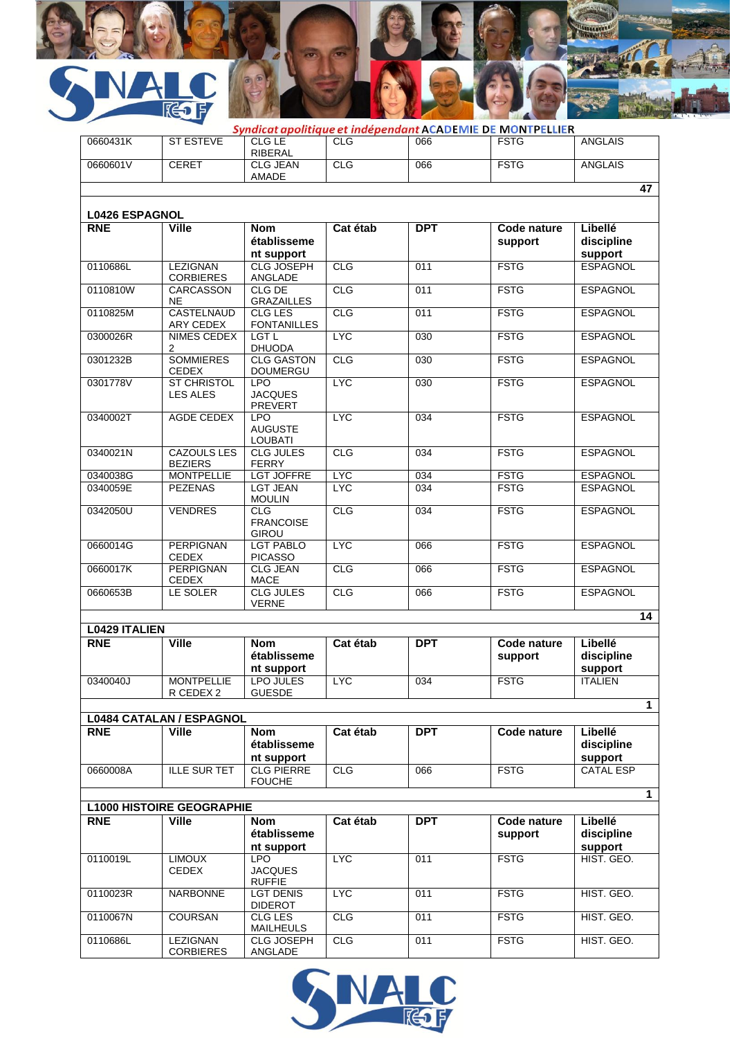| | | | | | | |
|---|---|---|---|---|---|---|
| 0660431K | ST ESTEVE | CLG LE RIBERAL | CLG | 066 | FSTG | ANGLAIS |
| 0660601V | CERET | CLG JEAN AMADE | CLG | 066 | FSTG | ANGLAIS |
| | | | | | | **47** |

**L0426 ESPAGNOL**

| RNE | Ville | Nom établissement support | Cat étab | DPT | Code nature support | Libellé discipline support |
|---|---|---|---|---|---|---|
| 0110686L | LEZIGNAN CORBIERES | CLG JOSEPH ANGLADE | CLG | 011 | FSTG | ESPAGNOL |
| 0110810W | CARCASSONNE | CLG DE GRAZAILLES | CLG | 011 | FSTG | ESPAGNOL |
| 0110825M | CASTELNAUDARY CEDEX | CLG LES FONTANILLES | CLG | 011 | FSTG | ESPAGNOL |
| 0300026R | NIMES CEDEX 2 | LGT L DHUODA | LYC | 030 | FSTG | ESPAGNOL |
| 0301232B | SOMMIERES CEDEX | CLG GASTON DOUMERGU | CLG | 030 | FSTG | ESPAGNOL |
| 0301778V | ST CHRISTOL LES ALES | LPO JACQUES PREVERT | LYC | 030 | FSTG | ESPAGNOL |
| 0340002T | AGDE CEDEX | LPO AUGUSTE LOUBATI | LYC | 034 | FSTG | ESPAGNOL |
| 0340021N | CAZOULS LES BEZIERS | CLG JULES FERRY | CLG | 034 | FSTG | ESPAGNOL |
| 0340038G | MONTPELLIE | LGT JOFFRE | LYC | 034 | FSTG | ESPAGNOL |
| 0340059E | PEZENAS | LGT JEAN MOULIN | LYC | 034 | FSTG | ESPAGNOL |
| 0342050U | VENDRES | CLG FRANCOISE GIROU | CLG | 034 | FSTG | ESPAGNOL |
| 0660014G | PERPIGNAN CEDEX | LGT PABLO PICASSO | LYC | 066 | FSTG | ESPAGNOL |
| 0660017K | PERPIGNAN CEDEX | CLG JEAN MACE | CLG | 066 | FSTG | ESPAGNOL |
| 0660653B | LE SOLER | CLG JULES VERNE | CLG | 066 | FSTG | ESPAGNOL |
| | | | | | | **14** |

**L0429 ITALIEN**

| RNE | Ville | Nom établissement support | Cat étab | DPT | Code nature support | Libellé discipline support |
|---|---|---|---|---|---|---|
| 0340040J | MONTPELLIER CEDEX 2 | LPO JULES GUESDE | LYC | 034 | FSTG | ITALIEN |
| | | | | | | **1** |

**L0484 CATALAN / ESPAGNOL**

| RNE | Ville | Nom établissement support | Cat étab | DPT | Code nature | Libellé discipline support |
|---|---|---|---|---|---|---|
| 0660008A | ILLE SUR TET | CLG PIERRE FOUCHE | CLG | 066 | FSTG | CATAL ESP |
| | | | | | | **1** |

**L1000 HISTOIRE GEOGRAPHIE**

| RNE | Ville | Nom établissement support | Cat étab | DPT | Code nature support | Libellé discipline support |
|---|---|---|---|---|---|---|
| 0110019L | LIMOUX CEDEX | LPO JACQUES RUFFIE | LYC | 011 | FSTG | HIST. GEO. |
| 0110023R | NARBONNE | LGT DENIS DIDEROT | LYC | 011 | FSTG | HIST. GEO. |
| 0110067N | COURSAN | CLG LES MAILHEULS | CLG | 011 | FSTG | HIST. GEO. |
| 0110686L | LEZIGNAN CORBIERES | CLG JOSEPH ANGLADE | CLG | 011 | FSTG | HIST. GEO. |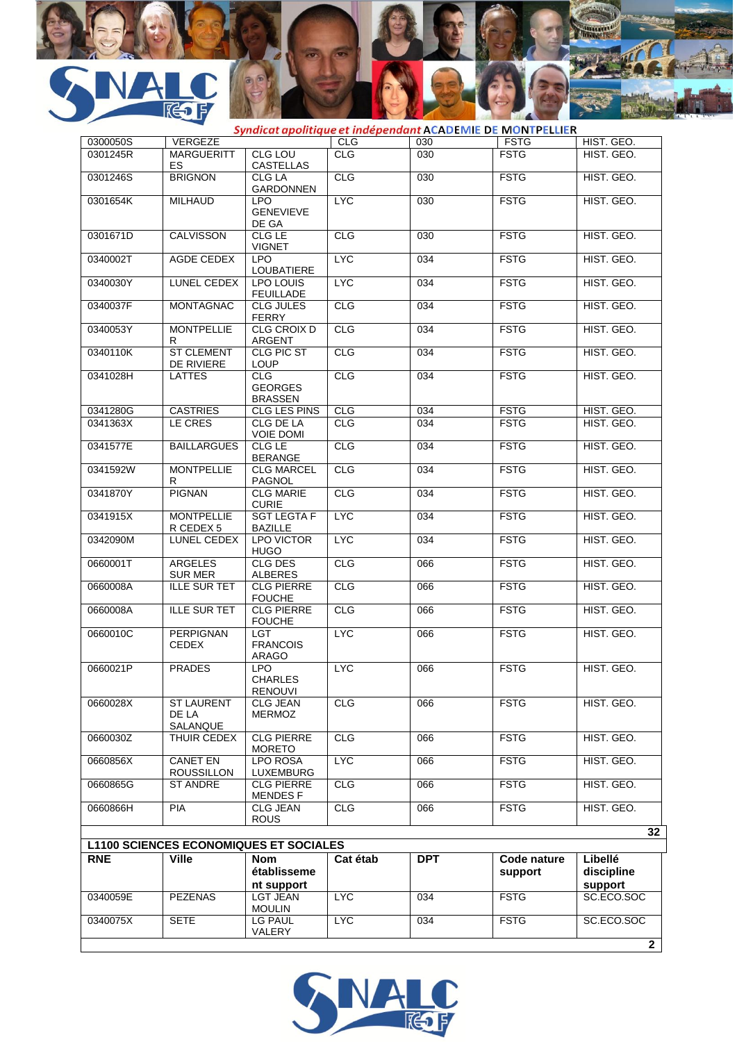*Syndicat apolitique et indépendant* ACADEMIE DE MONTPELLIER

| | | | | | | |
|---|---|---|---|---|---|---|
| 0300050S | VERGEZE | | CLG | 030 | FSTG | HIST. GEO. |
| 0301245R | MARGUERITTES | CLG LOU CASTELLAS | CLG | 030 | FSTG | HIST. GEO. |
| 0301246S | BRIGNON | CLG LA GARDONNEN | CLG | 030 | FSTG | HIST. GEO. |
| 0301654K | MILHAUD | LPO GENEVIEVE DE GA | LYC | 030 | FSTG | HIST. GEO. |
| 0301671D | CALVISSON | CLG LE VIGNET | CLG | 030 | FSTG | HIST. GEO. |
| 0340002T | AGDE CEDEX | LPO LOUBATIERE | LYC | 034 | FSTG | HIST. GEO. |
| 0340030Y | LUNEL CEDEX | LPO LOUIS FEUILLADE | LYC | 034 | FSTG | HIST. GEO. |
| 0340037F | MONTAGNAC | CLG JULES FERRY | CLG | 034 | FSTG | HIST. GEO. |
| 0340053Y | MONTPELLIER | CLG CROIX D ARGENT | CLG | 034 | FSTG | HIST. GEO. |
| 0340110K | ST CLEMENT DE RIVIERE | CLG PIC ST LOUP | CLG | 034 | FSTG | HIST. GEO. |
| 0341028H | LATTES | CLG GEORGES BRASSEN | CLG | 034 | FSTG | HIST. GEO. |
| 0341280G | CASTRIES | CLG LES PINS | CLG | 034 | FSTG | HIST. GEO. |
| 0341363X | LE CRES | CLG DE LA VOIE DOMI | CLG | 034 | FSTG | HIST. GEO. |
| 0341577E | BAILLARGUES | CLG LE BERANGE | CLG | 034 | FSTG | HIST. GEO. |
| 0341592W | MONTPELLIER | CLG MARCEL PAGNOL | CLG | 034 | FSTG | HIST. GEO. |
| 0341870Y | PIGNAN | CLG MARIE CURIE | CLG | 034 | FSTG | HIST. GEO. |
| 0341915X | MONTPELLIER CEDEX 5 | SGT LEGTA F BAZILLE | LYC | 034 | FSTG | HIST. GEO. |
| 0342090M | LUNEL CEDEX | LPO VICTOR HUGO | LYC | 034 | FSTG | HIST. GEO. |
| 0660001T | ARGELES SUR MER | CLG DES ALBERES | CLG | 066 | FSTG | HIST. GEO. |
| 0660008A | ILLE SUR TET | CLG PIERRE FOUCHE | CLG | 066 | FSTG | HIST. GEO. |
| 0660008A | ILLE SUR TET | CLG PIERRE FOUCHE | CLG | 066 | FSTG | HIST. GEO. |
| 0660010C | PERPIGNAN CEDEX | LGT FRANCOIS ARAGO | LYC | 066 | FSTG | HIST. GEO. |
| 0660021P | PRADES | LPO CHARLES RENOUVI | LYC | 066 | FSTG | HIST. GEO. |
| 0660028X | ST LAURENT DE LA SALANQUE | CLG JEAN MERMOZ | CLG | 066 | FSTG | HIST. GEO. |
| 0660030Z | THUIR CEDEX | CLG PIERRE MORETO | CLG | 066 | FSTG | HIST. GEO. |
| 0660856X | CANET EN ROUSSILLON | LPO ROSA LUXEMBURG | LYC | 066 | FSTG | HIST. GEO. |
| 0660865G | ST ANDRE | CLG PIERRE MENDES F | CLG | 066 | FSTG | HIST. GEO. |
| 0660866H | PIA | CLG JEAN ROUS | CLG | 066 | FSTG | HIST. GEO. |
| | | | | | | **32** |

**L1100 SCIENCES ECONOMIQUES ET SOCIALES**

| RNE | Ville | Nom établissement support | Cat étab | DPT | Code nature support | Libellé discipline support |
|---|---|---|---|---|---|---|
| 0340059E | PEZENAS | LGT JEAN MOULIN | LYC | 034 | FSTG | SC.ECO.SOC |
| 0340075X | SETE | LG PAUL VALERY | LYC | 034 | FSTG | SC.ECO.SOC |
| | | | | | | **2** |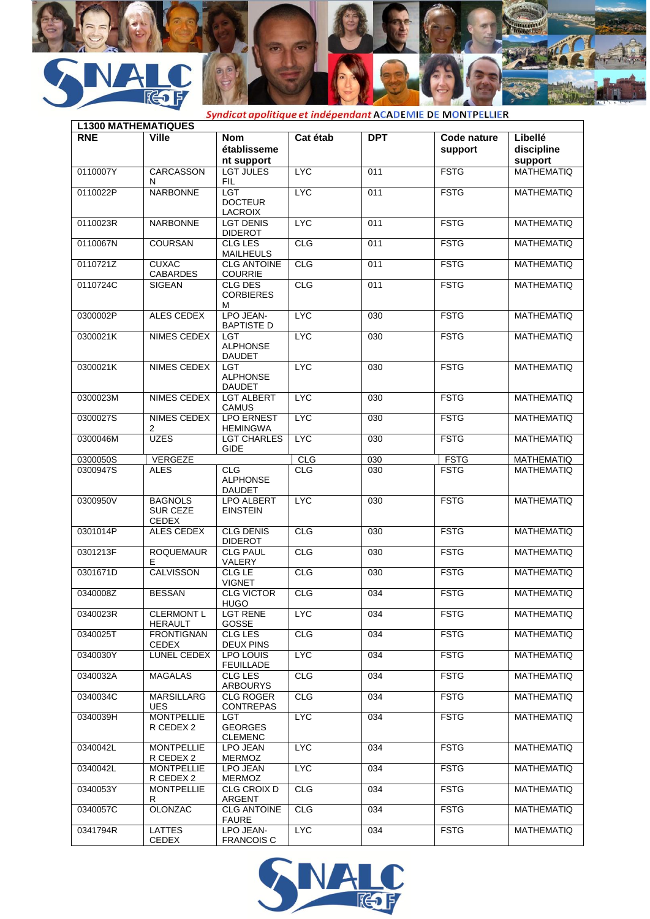*Syndicat apolitique et indépendant* ACADEMIE DE MONTPELLIER

| L1300 MATHEMATIQUES | | | | | | |
|---|---|---|---|---|---|---|
| **RNE** | **Ville** | **Nom établissement support** | **Cat étab** | **DPT** | **Code nature support** | **Libellé discipline support** |
| 0110007Y | CARCASSONN | LGT JULES FIL | LYC | 011 | FSTG | MATHEMATIQ |
| 0110022P | NARBONNE | LGT DOCTEUR LACROIX | LYC | 011 | FSTG | MATHEMATIQ |
| 0110023R | NARBONNE | LGT DENIS DIDEROT | LYC | 011 | FSTG | MATHEMATIQ |
| 0110067N | COURSAN | CLG LES MAILHEULS | CLG | 011 | FSTG | MATHEMATIQ |
| 0110721Z | CUXAC CABARDES | CLG ANTOINE COURRIE | CLG | 011 | FSTG | MATHEMATIQ |
| 0110724C | SIGEAN | CLG DES CORBIERES M | CLG | 011 | FSTG | MATHEMATIQ |
| 0300002P | ALES CEDEX | LPO JEAN-BAPTISTE D | LYC | 030 | FSTG | MATHEMATIQ |
| 0300021K | NIMES CEDEX | LGT ALPHONSE DAUDET | LYC | 030 | FSTG | MATHEMATIQ |
| 0300021K | NIMES CEDEX | LGT ALPHONSE DAUDET | LYC | 030 | FSTG | MATHEMATIQ |
| 0300023M | NIMES CEDEX | LGT ALBERT CAMUS | LYC | 030 | FSTG | MATHEMATIQ |
| 0300027S | NIMES CEDEX 2 | LPO ERNEST HEMINGWA | LYC | 030 | FSTG | MATHEMATIQ |
| 0300046M | UZES | LGT CHARLES GIDE | LYC | 030 | FSTG | MATHEMATIQ |
| 0300050S | VERGEZE | | CLG | 030 | FSTG | MATHEMATIQ |
| 0300947S | ALES | CLG ALPHONSE DAUDET | CLG | 030 | FSTG | MATHEMATIQ |
| 0300950V | BAGNOLS SUR CEZE CEDEX | LPO ALBERT EINSTEIN | LYC | 030 | FSTG | MATHEMATIQ |
| 0301014P | ALES CEDEX | CLG DENIS DIDEROT | CLG | 030 | FSTG | MATHEMATIQ |
| 0301213F | ROQUEMAURE | CLG PAUL VALERY | CLG | 030 | FSTG | MATHEMATIQ |
| 0301671D | CALVISSON | CLG LE VIGNET | CLG | 030 | FSTG | MATHEMATIQ |
| 0340008Z | BESSAN | CLG VICTOR HUGO | CLG | 034 | FSTG | MATHEMATIQ |
| 0340023R | CLERMONT L HERAULT | LGT RENE GOSSE | LYC | 034 | FSTG | MATHEMATIQ |
| 0340025T | FRONTIGNAN CEDEX | CLG LES DEUX PINS | CLG | 034 | FSTG | MATHEMATIQ |
| 0340030Y | LUNEL CEDEX | LPO LOUIS FEUILLADE | LYC | 034 | FSTG | MATHEMATIQ |
| 0340032A | MAGALAS | CLG LES ARBOURYS | CLG | 034 | FSTG | MATHEMATIQ |
| 0340034C | MARSILLARGUES | CLG ROGER CONTREPAS | CLG | 034 | FSTG | MATHEMATIQ |
| 0340039H | MONTPELLIER CEDEX 2 | LGT GEORGES CLEMENC | LYC | 034 | FSTG | MATHEMATIQ |
| 0340042L | MONTPELLIER CEDEX 2 | LPO JEAN MERMOZ | LYC | 034 | FSTG | MATHEMATIQ |
| 0340042L | MONTPELLIER CEDEX 2 | LPO JEAN MERMOZ | LYC | 034 | FSTG | MATHEMATIQ |
| 0340053Y | MONTPELLIER | CLG CROIX D ARGENT | CLG | 034 | FSTG | MATHEMATIQ |
| 0340057C | OLONZAC | CLG ANTOINE FAURE | CLG | 034 | FSTG | MATHEMATIQ |
| 0341794R | LATTES CEDEX | LPO JEAN-FRANCOIS C | LYC | 034 | FSTG | MATHEMATIQ |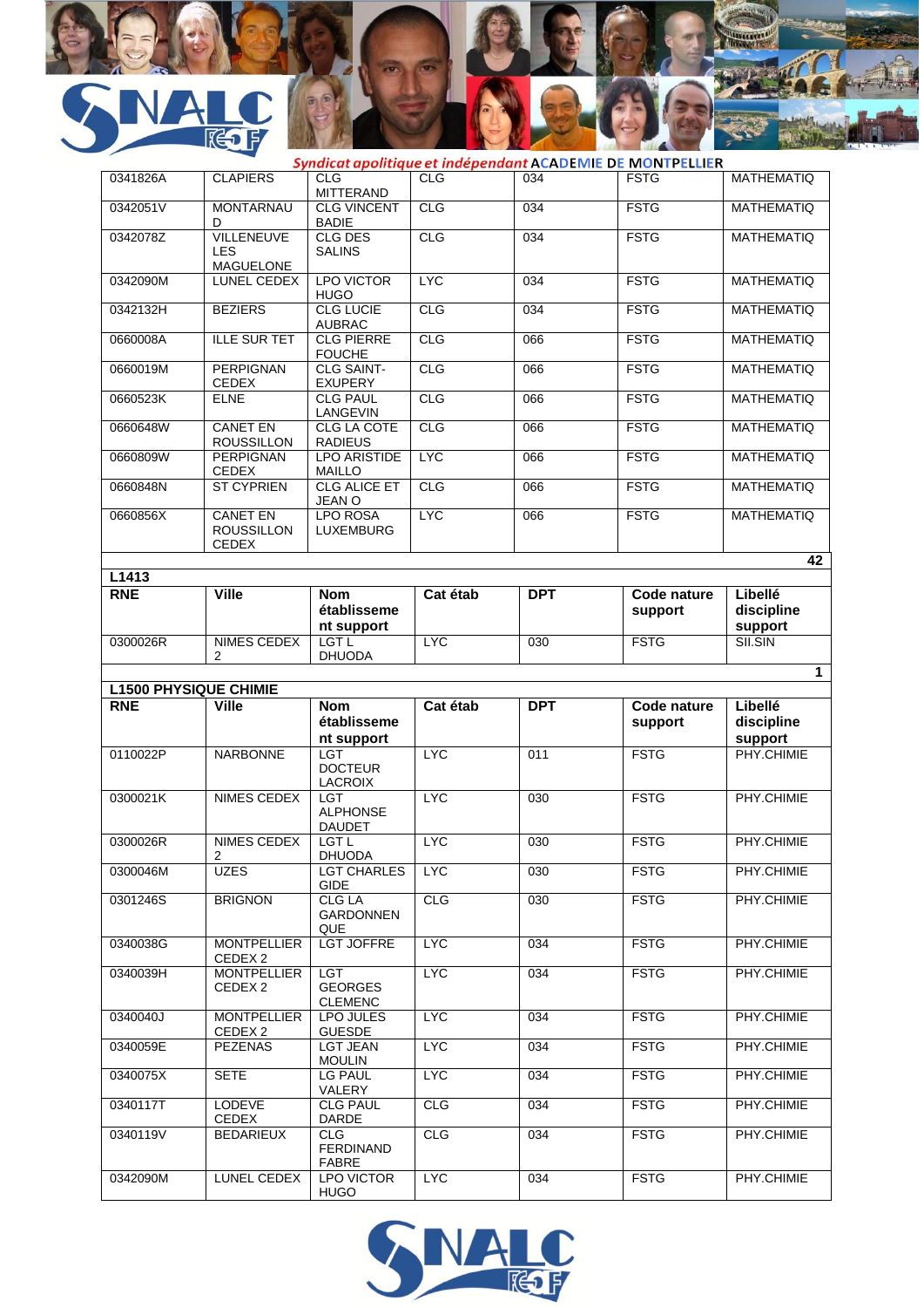*Syndicat apolitique et indépendant* ACADEMIE DE MONTPELLIER

| RNE | Ville | Nom établissement support | Cat étab | DPT | Code nature support | Libellé discipline support |
|---|---|---|---|---|---|---|
| 0341826A | CLAPIERS | CLG MITTERAND | CLG | 034 | FSTG | MATHEMATIQ |
| 0342051V | MONTARNAUD | CLG VINCENT BADIE | CLG | 034 | FSTG | MATHEMATIQ |
| 0342078Z | VILLENEUVE LES MAGUELONE | CLG DES SALINS | CLG | 034 | FSTG | MATHEMATIQ |
| 0342090M | LUNEL CEDEX | LPO VICTOR HUGO | LYC | 034 | FSTG | MATHEMATIQ |
| 0342132H | BEZIERS | CLG LUCIE AUBRAC | CLG | 034 | FSTG | MATHEMATIQ |
| 0660008A | ILLE SUR TET | CLG PIERRE FOUCHE | CLG | 066 | FSTG | MATHEMATIQ |
| 0660019M | PERPIGNAN CEDEX | CLG SAINT-EXUPERY | CLG | 066 | FSTG | MATHEMATIQ |
| 0660523K | ELNE | CLG PAUL LANGEVIN | CLG | 066 | FSTG | MATHEMATIQ |
| 0660648W | CANET EN ROUSSILLON | CLG LA COTE RADIEUS | CLG | 066 | FSTG | MATHEMATIQ |
| 0660809W | PERPIGNAN CEDEX | LPO ARISTIDE MAILLO | LYC | 066 | FSTG | MATHEMATIQ |
| 0660848N | ST CYPRIEN | CLG ALICE ET JEAN O | CLG | 066 | FSTG | MATHEMATIQ |
| 0660856X | CANET EN ROUSSILLON CEDEX | LPO ROSA LUXEMBURG | LYC | 066 | FSTG | MATHEMATIQ |
| | | | | | | **42** |

**L1413**

| RNE | Ville | Nom établissement support | Cat étab | DPT | Code nature support | Libellé discipline support |
|---|---|---|---|---|---|---|
| 0300026R | NIMES CEDEX 2 | LGT L DHUODA | LYC | 030 | FSTG | SII.SIN |
| | | | | | | **1** |

**L1500 PHYSIQUE CHIMIE**

| RNE | Ville | Nom établissement support | Cat étab | DPT | Code nature support | Libellé discipline support |
|---|---|---|---|---|---|---|
| 0110022P | NARBONNE | LGT DOCTEUR LACROIX | LYC | 011 | FSTG | PHY.CHIMIE |
| 0300021K | NIMES CEDEX | LGT ALPHONSE DAUDET | LYC | 030 | FSTG | PHY.CHIMIE |
| 0300026R | NIMES CEDEX 2 | LGT L DHUODA | LYC | 030 | FSTG | PHY.CHIMIE |
| 0300046M | UZES | LGT CHARLES GIDE | LYC | 030 | FSTG | PHY.CHIMIE |
| 0301246S | BRIGNON | CLG LA GARDONNENQUE | CLG | 030 | FSTG | PHY.CHIMIE |
| 0340038G | MONTPELLIER CEDEX 2 | LGT JOFFRE | LYC | 034 | FSTG | PHY.CHIMIE |
| 0340039H | MONTPELLIER CEDEX 2 | LGT GEORGES CLEMENC | LYC | 034 | FSTG | PHY.CHIMIE |
| 0340040J | MONTPELLIER CEDEX 2 | LPO JULES GUESDE | LYC | 034 | FSTG | PHY.CHIMIE |
| 0340059E | PEZENAS | LGT JEAN MOULIN | LYC | 034 | FSTG | PHY.CHIMIE |
| 0340075X | SETE | LG PAUL VALERY | LYC | 034 | FSTG | PHY.CHIMIE |
| 0340117T | LODEVE CEDEX | CLG PAUL DARDE | CLG | 034 | FSTG | PHY.CHIMIE |
| 0340119V | BEDARIEUX | CLG FERDINAND FABRE | CLG | 034 | FSTG | PHY.CHIMIE |
| 0342090M | LUNEL CEDEX | LPO VICTOR HUGO | LYC | 034 | FSTG | PHY.CHIMIE |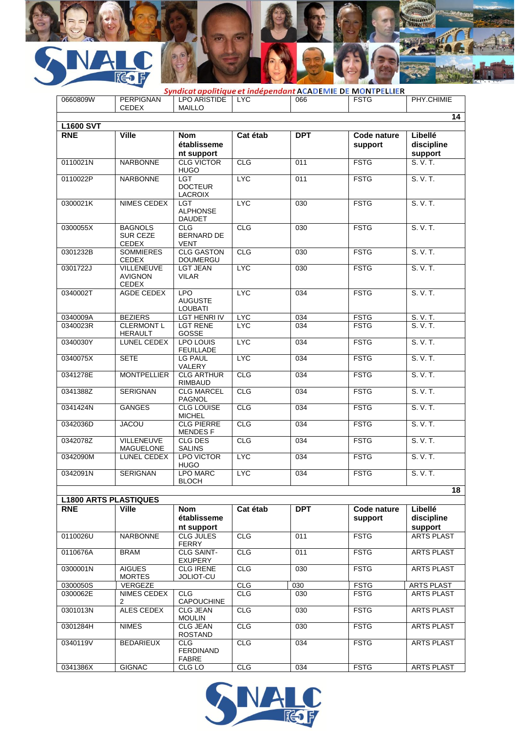*Syndicat apolitique et indépendant* ACADEMIE DE MONTPELLIER

| 0660809W | PERPIGNAN CEDEX | LPO ARISTIDE MAILLO | LYC | 066 | FSTG | PHY.CHIMIE |
|---|---|---|---|---|---|---|
| | | | | | | 14 |

**L1600 SVT**

| RNE | Ville | Nom établissement support | Cat étab | DPT | Code nature support | Libellé discipline support |
|---|---|---|---|---|---|---|
| 0110021N | NARBONNE | CLG VICTOR HUGO | CLG | 011 | FSTG | S. V. T. |
| 0110022P | NARBONNE | LGT DOCTEUR LACROIX | LYC | 011 | FSTG | S. V. T. |
| 0300021K | NIMES CEDEX | LGT ALPHONSE DAUDET | LYC | 030 | FSTG | S. V. T. |
| 0300055X | BAGNOLS SUR CEZE CEDEX | CLG BERNARD DE VENT | CLG | 030 | FSTG | S. V. T. |
| 0301232B | SOMMIERES CEDEX | CLG GASTON DOUMERGU | CLG | 030 | FSTG | S. V. T. |
| 0301722J | VILLENEUVE AVIGNON CEDEX | LGT JEAN VILAR | LYC | 030 | FSTG | S. V. T. |
| 0340002T | AGDE CEDEX | LPO AUGUSTE LOUBATI | LYC | 034 | FSTG | S. V. T. |
| 0340009A | BEZIERS | LGT HENRI IV | LYC | 034 | FSTG | S. V. T. |
| 0340023R | CLERMONT L HERAULT | LGT RENE GOSSE | LYC | 034 | FSTG | S. V. T. |
| 0340030Y | LUNEL CEDEX | LPO LOUIS FEUILLADE | LYC | 034 | FSTG | S. V. T. |
| 0340075X | SETE | LG PAUL VALERY | LYC | 034 | FSTG | S. V. T. |
| 0341278E | MONTPELLIER | CLG ARTHUR RIMBAUD | CLG | 034 | FSTG | S. V. T. |
| 0341388Z | SERIGNAN | CLG MARCEL PAGNOL | CLG | 034 | FSTG | S. V. T. |
| 0341424N | GANGES | CLG LOUISE MICHEL | CLG | 034 | FSTG | S. V. T. |
| 0342036D | JACOU | CLG PIERRE MENDES F | CLG | 034 | FSTG | S. V. T. |
| 0342078Z | VILLENEUVE MAGUELONE | CLG DES SALINS | CLG | 034 | FSTG | S. V. T. |
| 0342090M | LUNEL CEDEX | LPO VICTOR HUGO | LYC | 034 | FSTG | S. V. T. |
| 0342091N | SERIGNAN | LPO MARC BLOCH | LYC | 034 | FSTG | S. V. T. |
| | | | | | | 18 |

**L1800 ARTS PLASTIQUES**

| RNE | Ville | Nom établissement support | Cat étab | DPT | Code nature support | Libellé discipline support |
|---|---|---|---|---|---|---|
| 0110026U | NARBONNE | CLG JULES FERRY | CLG | 011 | FSTG | ARTS PLAST |
| 0110676A | BRAM | CLG SAINT-EXUPERY | CLG | 011 | FSTG | ARTS PLAST |
| 0300001N | AIGUES MORTES | CLG IRENE JOLIOT-CU | CLG | 030 | FSTG | ARTS PLAST |
| 0300050S | VERGEZE | | CLG | 030 | FSTG | ARTS PLAST |
| 0300062E | NIMES CEDEX 2 | CLG CAPOUCHINE | CLG | 030 | FSTG | ARTS PLAST |
| 0301013N | ALES CEDEX | CLG JEAN MOULIN | CLG | 030 | FSTG | ARTS PLAST |
| 0301284H | NIMES | CLG JEAN ROSTAND | CLG | 030 | FSTG | ARTS PLAST |
| 0340119V | BEDARIEUX | CLG FERDINAND FABRE | CLG | 034 | FSTG | ARTS PLAST |
| 0341386X | GIGNAC | CLG LO | CLG | 034 | FSTG | ARTS PLAST |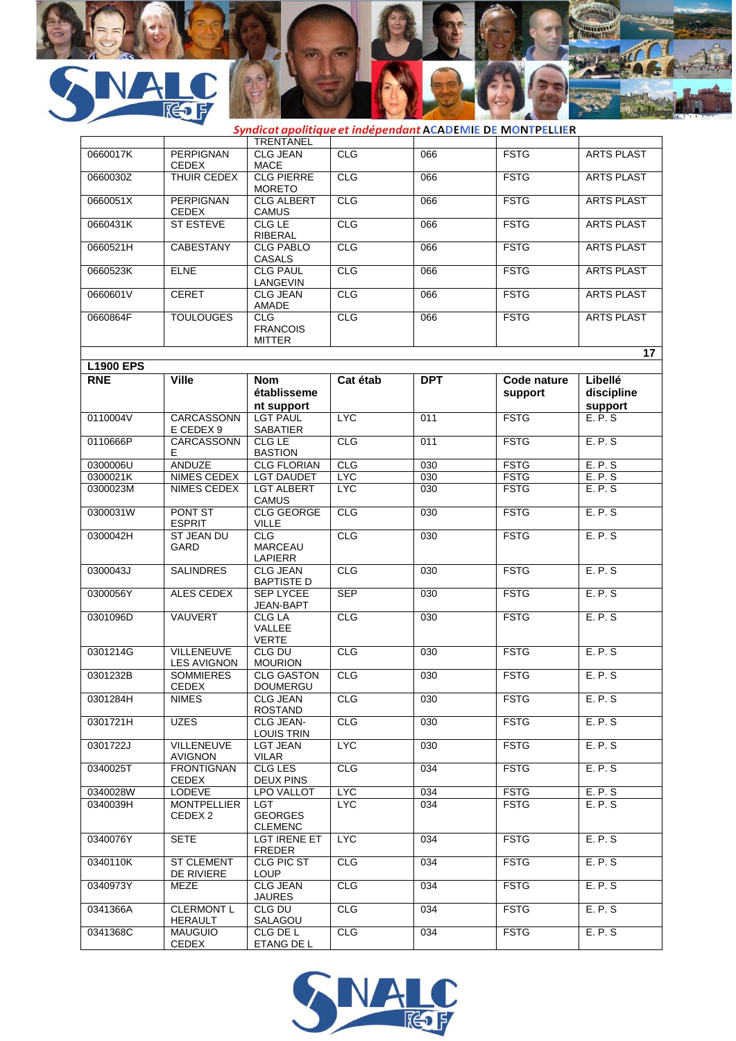| | | TRENTANEL | | | | |
|---|---|---|---|---|---|---|
| 0660017K | PERPIGNAN CEDEX | CLG JEAN MACE | CLG | 066 | FSTG | ARTS PLAST |
| 0660030Z | THUIR CEDEX | CLG PIERRE MORETO | CLG | 066 | FSTG | ARTS PLAST |
| 0660051X | PERPIGNAN CEDEX | CLG ALBERT CAMUS | CLG | 066 | FSTG | ARTS PLAST |
| 0660431K | ST ESTEVE | CLG LE RIBERAL | CLG | 066 | FSTG | ARTS PLAST |
| 0660521H | CABESTANY | CLG PABLO CASALS | CLG | 066 | FSTG | ARTS PLAST |
| 0660523K | ELNE | CLG PAUL LANGEVIN | CLG | 066 | FSTG | ARTS PLAST |
| 0660601V | CERET | CLG JEAN AMADE | CLG | 066 | FSTG | ARTS PLAST |
| 0660864F | TOULOUGES | CLG FRANCOIS MITTER | CLG | 066 | FSTG | ARTS PLAST |
| | | | | | | **17** |

**L1900 EPS**

| RNE | Ville | Nom établissement support | Cat étab | DPT | Code nature support | Libellé discipline support |
|---|---|---|---|---|---|---|
| 0110004V | CARCASSONNE CEDEX 9 | LGT PAUL SABATIER | LYC | 011 | FSTG | E. P. S |
| 0110666P | CARCASSONNE | CLG LE BASTION | CLG | 011 | FSTG | E. P. S |
| 0300006U | ANDUZE | CLG FLORIAN | CLG | 030 | FSTG | E. P. S |
| 0300021K | NIMES CEDEX | LGT DAUDET | LYC | 030 | FSTG | E. P. S |
| 0300023M | NIMES CEDEX | LGT ALBERT CAMUS | LYC | 030 | FSTG | E. P. S |
| 0300031W | PONT ST ESPRIT | CLG GEORGE VILLE | CLG | 030 | FSTG | E. P. S |
| 0300042H | ST JEAN DU GARD | CLG MARCEAU LAPIERR | CLG | 030 | FSTG | E. P. S |
| 0300043J | SALINDRES | CLG JEAN BAPTISTE D | CLG | 030 | FSTG | E. P. S |
| 0300056Y | ALES CEDEX | SEP LYCEE JEAN-BAPT | SEP | 030 | FSTG | E. P. S |
| 0301096D | VAUVERT | CLG LA VALLEE VERTE | CLG | 030 | FSTG | E. P. S |
| 0301214G | VILLENEUVE LES AVIGNON | CLG DU MOURION | CLG | 030 | FSTG | E. P. S |
| 0301232B | SOMMIERES CEDEX | CLG GASTON DOUMERGU | CLG | 030 | FSTG | E. P. S |
| 0301284H | NIMES | CLG JEAN ROSTAND | CLG | 030 | FSTG | E. P. S |
| 0301721H | UZES | CLG JEAN-LOUIS TRIN | CLG | 030 | FSTG | E. P. S |
| 0301722J | VILLENEUVE AVIGNON | LGT JEAN VILAR | LYC | 030 | FSTG | E. P. S |
| 0340025T | FRONTIGNAN CEDEX | CLG LES DEUX PINS | CLG | 034 | FSTG | E. P. S |
| 0340028W | LODEVE | LPO VALLOT | LYC | 034 | FSTG | E. P. S |
| 0340039H | MONTPELLIER CEDEX 2 | LGT GEORGES CLEMENC | LYC | 034 | FSTG | E. P. S |
| 0340076Y | SETE | LGT IRENE ET FREDER | LYC | 034 | FSTG | E. P. S |
| 0340110K | ST CLEMENT DE RIVIERE | CLG PIC ST LOUP | CLG | 034 | FSTG | E. P. S |
| 0340973Y | MEZE | CLG JEAN JAURES | CLG | 034 | FSTG | E. P. S |
| 0341366A | CLERMONT L HERAULT | CLG DU SALAGOU | CLG | 034 | FSTG | E. P. S |
| 0341368C | MAUGUIO CEDEX | CLG DE L ETANG DE L | CLG | 034 | FSTG | E. P. S |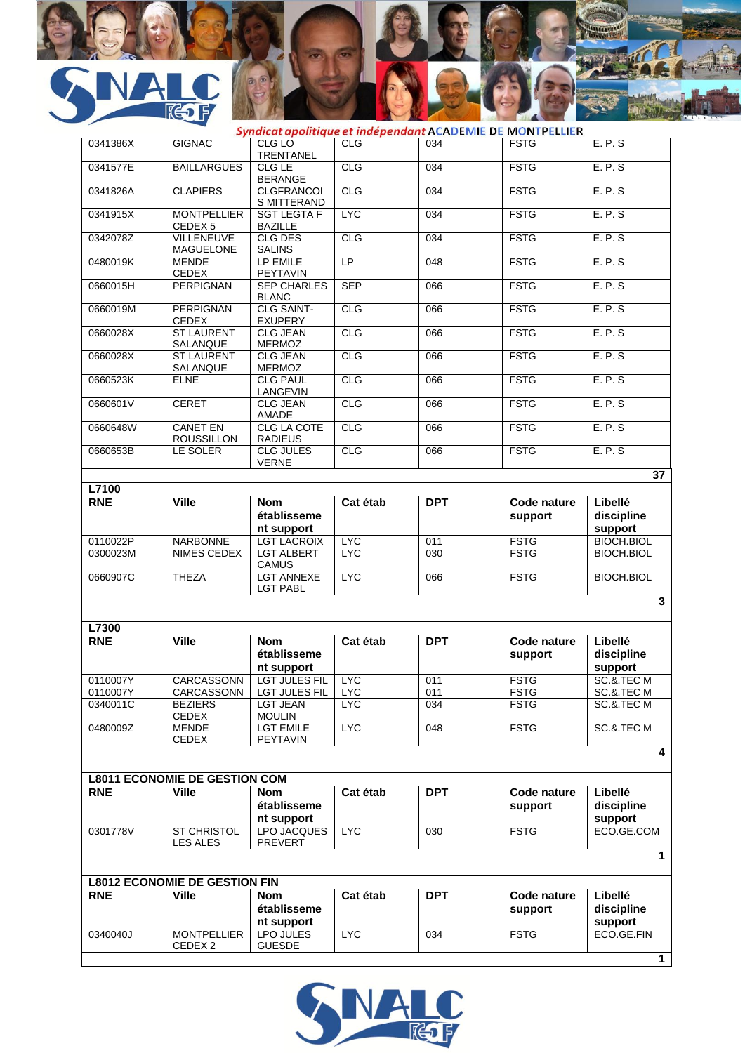Syndicat apolitique et indépendant ACADEMIE DE MONTPELLIER

| | | | | | | |
|---|---|---|---|---|---|---|
| 0341386X | GIGNAC | CLG LO TRENTANEL | CLG | 034 | FSTG | E. P. S |
| 0341577E | BAILLARGUES | CLG LE BERANGE | CLG | 034 | FSTG | E. P. S |
| 0341826A | CLAPIERS | CLGFRANCOIS MITTERAND | CLG | 034 | FSTG | E. P. S |
| 0341915X | MONTPELLIER CEDEX 5 | SGT LEGTA F BAZILLE | LYC | 034 | FSTG | E. P. S |
| 0342078Z | VILLENEUVE MAGUELONE | CLG DES SALINS | CLG | 034 | FSTG | E. P. S |
| 0480019K | MENDE CEDEX | LP EMILE PEYTAVIN | LP | 048 | FSTG | E. P. S |
| 0660015H | PERPIGNAN | SEP CHARLES BLANC | SEP | 066 | FSTG | E. P. S |
| 0660019M | PERPIGNAN CEDEX | CLG SAINT-EXUPERY | CLG | 066 | FSTG | E. P. S |
| 0660028X | ST LAURENT SALANQUE | CLG JEAN MERMOZ | CLG | 066 | FSTG | E. P. S |
| 0660028X | ST LAURENT SALANQUE | CLG JEAN MERMOZ | CLG | 066 | FSTG | E. P. S |
| 0660523K | ELNE | CLG PAUL LANGEVIN | CLG | 066 | FSTG | E. P. S |
| 0660601V | CERET | CLG JEAN AMADE | CLG | 066 | FSTG | E. P. S |
| 0660648W | CANET EN ROUSSILLON | CLG LA COTE RADIEUS | CLG | 066 | FSTG | E. P. S |
| 0660653B | LE SOLER | CLG JULES VERNE | CLG | 066 | FSTG | E. P. S |
| | | | | | | **37** |

**L7100**

| RNE | Ville | Nom établissement support | Cat étab | DPT | Code nature support | Libellé discipline support |
|---|---|---|---|---|---|---|
| 0110022P | NARBONNE | LGT LACROIX | LYC | 011 | FSTG | BIOCH.BIOL |
| 0300023M | NIMES CEDEX | LGT ALBERT CAMUS | LYC | 030 | FSTG | BIOCH.BIOL |
| 0660907C | THEZA | LGT ANNEXE LGT PABL | LYC | 066 | FSTG | BIOCH.BIOL |
| | | | | | | **3** |

**L7300**

| RNE | Ville | Nom établissement support | Cat étab | DPT | Code nature support | Libellé discipline support |
|---|---|---|---|---|---|---|
| 0110007Y | CARCASSONN | LGT JULES FIL | LYC | 011 | FSTG | SC.&.TEC M |
| 0110007Y | CARCASSONN | LGT JULES FIL | LYC | 011 | FSTG | SC.&.TEC M |
| 0340011C | BEZIERS CEDEX | LGT JEAN MOULIN | LYC | 034 | FSTG | SC.&.TEC M |
| 0480009Z | MENDE CEDEX | LGT EMILE PEYTAVIN | LYC | 048 | FSTG | SC.&.TEC M |
| | | | | | | **4** |

**L8011 ECONOMIE DE GESTION COM**

| RNE | Ville | Nom établissement support | Cat étab | DPT | Code nature support | Libellé discipline support |
|---|---|---|---|---|---|---|
| 0301778V | ST CHRISTOL LES ALES | LPO JACQUES PREVERT | LYC | 030 | FSTG | ECO.GE.COM |
| | | | | | | **1** |

**L8012 ECONOMIE DE GESTION FIN**

| RNE | Ville | Nom établissement support | Cat étab | DPT | Code nature support | Libellé discipline support |
|---|---|---|---|---|---|---|
| 0340040J | MONTPELLIER CEDEX 2 | LPO JULES GUESDE | LYC | 034 | FSTG | ECO.GE.FIN |
| | | | | | | **1** |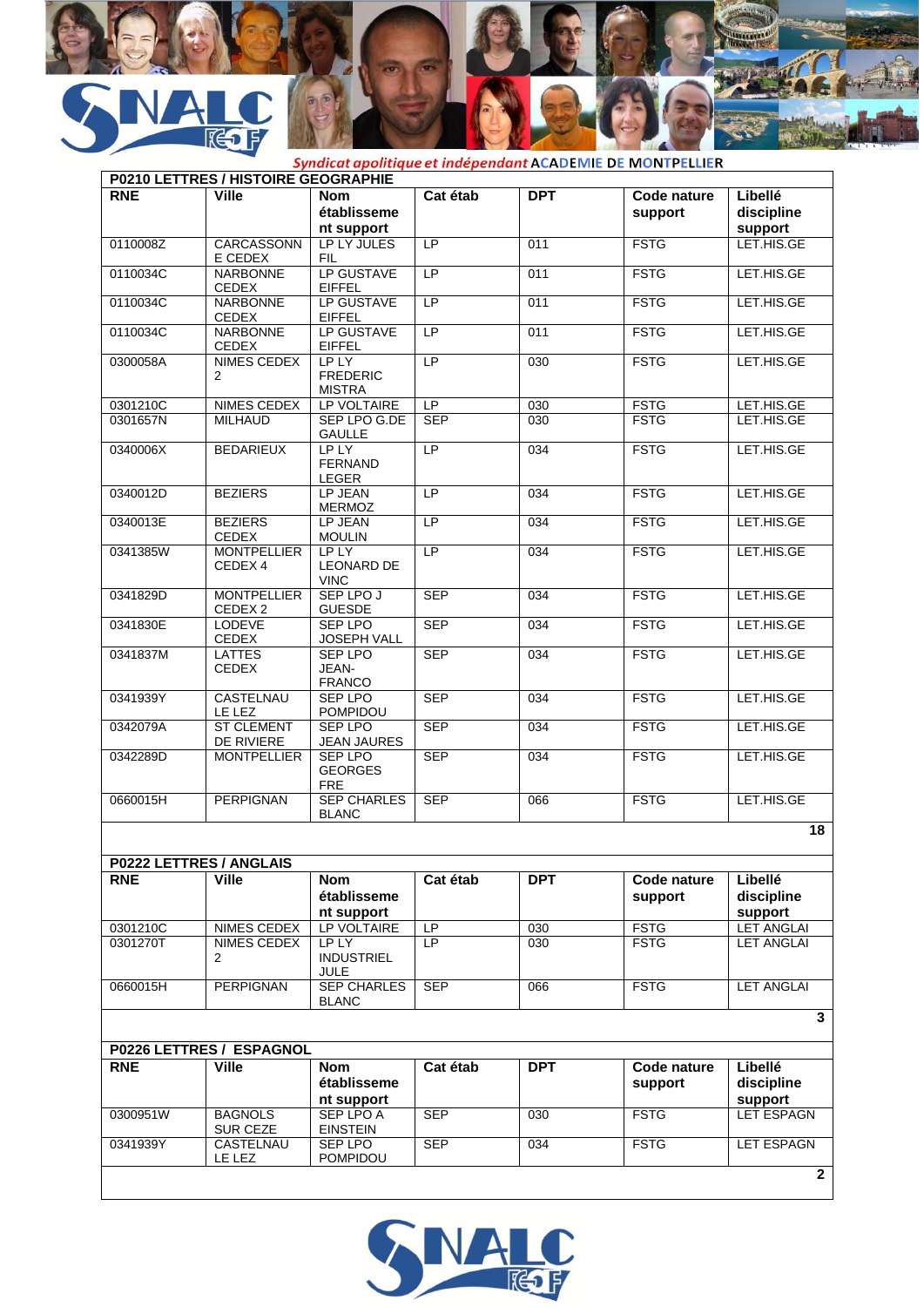*Syndicat apolitique et indépendant* ACADEMIE DE MONTPELLIER

## P0210 LETTRES / HISTOIRE GEOGRAPHIE

| RNE | Ville | Nom établissement support | Cat étab | DPT | Code nature support | Libellé discipline support |
|---|---|---|---|---|---|---|
| 0110008Z | CARCASSONNE CEDEX | LP LY JULES FIL | LP | 011 | FSTG | LET.HIS.GE |
| 0110034C | NARBONNE CEDEX | LP GUSTAVE EIFFEL | LP | 011 | FSTG | LET.HIS.GE |
| 0110034C | NARBONNE CEDEX | LP GUSTAVE EIFFEL | LP | 011 | FSTG | LET.HIS.GE |
| 0110034C | NARBONNE CEDEX | LP GUSTAVE EIFFEL | LP | 011 | FSTG | LET.HIS.GE |
| 0300058A | NIMES CEDEX 2 | LP LY FREDERIC MISTRA | LP | 030 | FSTG | LET.HIS.GE |
| 0301210C | NIMES CEDEX | LP VOLTAIRE | LP | 030 | FSTG | LET.HIS.GE |
| 0301657N | MILHAUD | SEP LPO G.DE GAULLE | SEP | 030 | FSTG | LET.HIS.GE |
| 0340006X | BEDARIEUX | LP LY FERNAND LEGER | LP | 034 | FSTG | LET.HIS.GE |
| 0340012D | BEZIERS | LP JEAN MERMOZ | LP | 034 | FSTG | LET.HIS.GE |
| 0340013E | BEZIERS CEDEX | LP JEAN MOULIN | LP | 034 | FSTG | LET.HIS.GE |
| 0341385W | MONTPELLIER CEDEX 4 | LP LY LEONARD DE VINC | LP | 034 | FSTG | LET.HIS.GE |
| 0341829D | MONTPELLIER CEDEX 2 | SEP LPO J GUESDE | SEP | 034 | FSTG | LET.HIS.GE |
| 0341830E | LODEVE CEDEX | SEP LPO JOSEPH VALL | SEP | 034 | FSTG | LET.HIS.GE |
| 0341837M | LATTES CEDEX | SEP LPO JEAN-FRANCO | SEP | 034 | FSTG | LET.HIS.GE |
| 0341939Y | CASTELNAU LE LEZ | SEP LPO POMPIDOU | SEP | 034 | FSTG | LET.HIS.GE |
| 0342079A | ST CLEMENT DE RIVIERE | SEP LPO JEAN JAURES | SEP | 034 | FSTG | LET.HIS.GE |
| 0342289D | MONTPELLIER | SEP LPO GEORGES FRE | SEP | 034 | FSTG | LET.HIS.GE |
| 0660015H | PERPIGNAN | SEP CHARLES BLANC | SEP | 066 | FSTG | LET.HIS.GE |
| | | | | | | **18** |

## P0222 LETTRES / ANGLAIS

| RNE | Ville | Nom établissement support | Cat étab | DPT | Code nature support | Libellé discipline support |
|---|---|---|---|---|---|---|
| 0301210C | NIMES CEDEX | LP VOLTAIRE | LP | 030 | FSTG | LET ANGLAI |
| 0301270T | NIMES CEDEX 2 | LP LY INDUSTRIEL JULE | LP | 030 | FSTG | LET ANGLAI |
| 0660015H | PERPIGNAN | SEP CHARLES BLANC | SEP | 066 | FSTG | LET ANGLAI |
| | | | | | | **3** |

## P0226 LETTRES / ESPAGNOL

| RNE | Ville | Nom établissement support | Cat étab | DPT | Code nature support | Libellé discipline support |
|---|---|---|---|---|---|---|
| 0300951W | BAGNOLS SUR CEZE | SEP LPO A EINSTEIN | SEP | 030 | FSTG | LET ESPAGN |
| 0341939Y | CASTELNAU LE LEZ | SEP LPO POMPIDOU | SEP | 034 | FSTG | LET ESPAGN |
| | | | | | | **2** |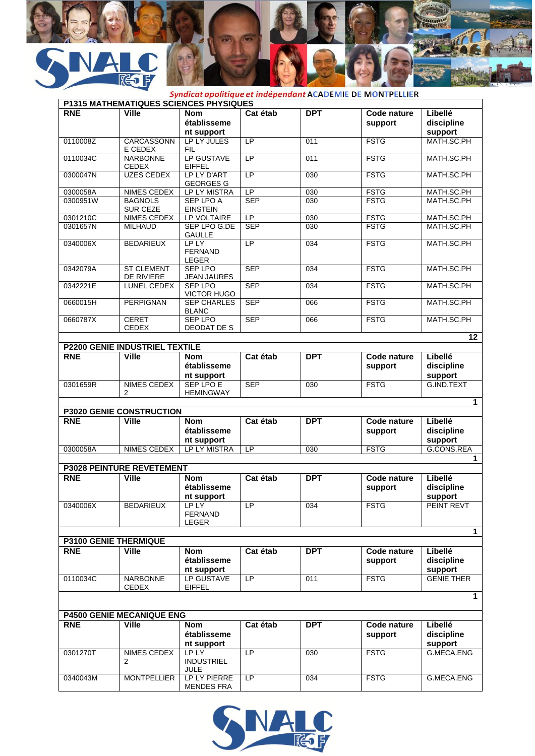*Syndicat apolitique et indépendant* ACADEMIE DE MONTPELLIER

## P1315 MATHEMATIQUES SCIENCES PHYSIQUES

| RNE | Ville | Nom établissement support | Cat étab | DPT | Code nature support | Libellé discipline support |
|---|---|---|---|---|---|---|
| 0110008Z | CARCASSONNE CEDEX | LP LY JULES FIL | LP | 011 | FSTG | MATH.SC.PH |
| 0110034C | NARBONNE CEDEX | LP GUSTAVE EIFFEL | LP | 011 | FSTG | MATH.SC.PH |
| 0300047N | UZES CEDEX | LP LY D'ART GEORGES G | LP | 030 | FSTG | MATH.SC.PH |
| 0300058A | NIMES CEDEX | LP LY MISTRA | LP | 030 | FSTG | MATH.SC.PH |
| 0300951W | BAGNOLS SUR CEZE | SEP LPO A EINSTEIN | SEP | 030 | FSTG | MATH.SC.PH |
| 0301210C | NIMES CEDEX | LP VOLTAIRE | LP | 030 | FSTG | MATH.SC.PH |
| 0301657N | MILHAUD | SEP LPO G.DE GAULLE | SEP | 030 | FSTG | MATH.SC.PH |
| 0340006X | BEDARIEUX | LP LY FERNAND LEGER | LP | 034 | FSTG | MATH.SC.PH |
| 0342079A | ST CLEMENT DE RIVIERE | SEP LPO JEAN JAURES | SEP | 034 | FSTG | MATH.SC.PH |
| 0342221E | LUNEL CEDEX | SEP LPO VICTOR HUGO | SEP | 034 | FSTG | MATH.SC.PH |
| 0660015H | PERPIGNAN | SEP CHARLES BLANC | SEP | 066 | FSTG | MATH.SC.PH |
| 0660787X | CERET CEDEX | SEP LPO DEODAT DE S | SEP | 066 | FSTG | MATH.SC.PH |
| | | | | | | **12** |

## P2200 GENIE INDUSTRIEL TEXTILE

| RNE | Ville | Nom établissement support | Cat étab | DPT | Code nature support | Libellé discipline support |
|---|---|---|---|---|---|---|
| 0301659R | NIMES CEDEX 2 | SEP LPO E HEMINGWAY | SEP | 030 | FSTG | G.IND.TEXT |
| | | | | | | **1** |

## P3020 GENIE CONSTRUCTION

| RNE | Ville | Nom établissement support | Cat étab | DPT | Code nature support | Libellé discipline support |
|---|---|---|---|---|---|---|
| 0300058A | NIMES CEDEX | LP LY MISTRA | LP | 030 | FSTG | G.CONS.REA |
| | | | | | | **1** |

## P3028 PEINTURE REVETEMENT

| RNE | Ville | Nom établissement support | Cat étab | DPT | Code nature support | Libellé discipline support |
|---|---|---|---|---|---|---|
| 0340006X | BEDARIEUX | LP LY FERNAND LEGER | LP | 034 | FSTG | PEINT REVT |
| | | | | | | **1** |

## P3100 GENIE THERMIQUE

| RNE | Ville | Nom établissement support | Cat étab | DPT | Code nature support | Libellé discipline support |
|---|---|---|---|---|---|---|
| 0110034C | NARBONNE CEDEX | LP GUSTAVE EIFFEL | LP | 011 | FSTG | GENIE THER |
| | | | | | | **1** |

## P4500 GENIE MECANIQUE ENG

| RNE | Ville | Nom établissement support | Cat étab | DPT | Code nature support | Libellé discipline support |
|---|---|---|---|---|---|---|
| 0301270T | NIMES CEDEX 2 | LP LY INDUSTRIEL JULE | LP | 030 | FSTG | G.MECA.ENG |
| 0340043M | MONTPELLIER | LP LY PIERRE MENDES FRA | LP | 034 | FSTG | G.MECA.ENG |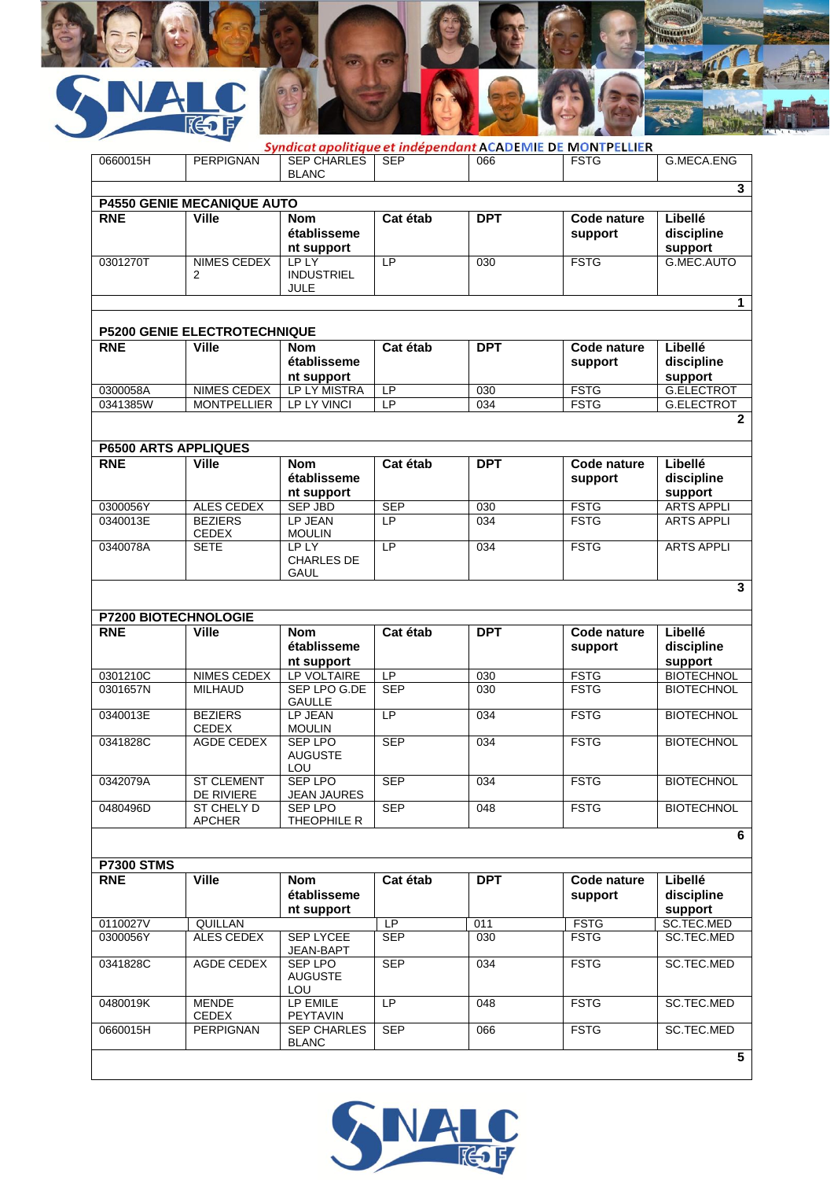| 0660015H | PERPIGNAN | SEP CHARLES BLANC | SEP | 066 | FSTG | G.MECA.ENG |
|---|---|---|---|---|---|---|
| | | | | | | 3 |

## P4550 GENIE MECANIQUE AUTO

| RNE | Ville | Nom établissement support | Cat étab | DPT | Code nature support | Libellé discipline support |
|---|---|---|---|---|---|---|
| 0301270T | NIMES CEDEX 2 | LP LY INDUSTRIEL JULE | LP | 030 | FSTG | G.MEC.AUTO |
| | | | | | | 1 |

## P5200 GENIE ELECTROTECHNIQUE

| RNE | Ville | Nom établissement support | Cat étab | DPT | Code nature support | Libellé discipline support |
|---|---|---|---|---|---|---|
| 0300058A | NIMES CEDEX | LP LY MISTRA | LP | 030 | FSTG | G.ELECTROT |
| 0341385W | MONTPELLIER | LP LY VINCI | LP | 034 | FSTG | G.ELECTROT |
| | | | | | | 2 |

## P6500 ARTS APPLIQUES

| RNE | Ville | Nom établissement support | Cat étab | DPT | Code nature support | Libellé discipline support |
|---|---|---|---|---|---|---|
| 0300056Y | ALES CEDEX | SEP JBD | SEP | 030 | FSTG | ARTS APPLI |
| 0340013E | BEZIERS CEDEX | LP JEAN MOULIN | LP | 034 | FSTG | ARTS APPLI |
| 0340078A | SETE | LP LY CHARLES DE GAUL | LP | 034 | FSTG | ARTS APPLI |
| | | | | | | 3 |

## P7200 BIOTECHNOLOGIE

| RNE | Ville | Nom établissement support | Cat étab | DPT | Code nature support | Libellé discipline support |
|---|---|---|---|---|---|---|
| 0301210C | NIMES CEDEX | LP VOLTAIRE | LP | 030 | FSTG | BIOTECHNOL |
| 0301657N | MILHAUD | SEP LPO G.DE GAULLE | SEP | 030 | FSTG | BIOTECHNOL |
| 0340013E | BEZIERS CEDEX | LP JEAN MOULIN | LP | 034 | FSTG | BIOTECHNOL |
| 0341828C | AGDE CEDEX | SEP LPO AUGUSTE LOU | SEP | 034 | FSTG | BIOTECHNOL |
| 0342079A | ST CLEMENT DE RIVIERE | SEP LPO JEAN JAURES | SEP | 034 | FSTG | BIOTECHNOL |
| 0480496D | ST CHELY D APCHER | SEP LPO THEOPHILE R | SEP | 048 | FSTG | BIOTECHNOL |
| | | | | | | 6 |

## P7300 STMS

| RNE | Ville | Nom établissement support | Cat étab | DPT | Code nature support | Libellé discipline support |
|---|---|---|---|---|---|---|
| 0110027V | QUILLAN | | LP | 011 | FSTG | SC.TEC.MED |
| 0300056Y | ALES CEDEX | SEP LYCEE JEAN-BAPT | SEP | 030 | FSTG | SC.TEC.MED |
| 0341828C | AGDE CEDEX | SEP LPO AUGUSTE LOU | SEP | 034 | FSTG | SC.TEC.MED |
| 0480019K | MENDE CEDEX | LP EMILE PEYTAVIN | LP | 048 | FSTG | SC.TEC.MED |
| 0660015H | PERPIGNAN | SEP CHARLES BLANC | SEP | 066 | FSTG | SC.TEC.MED |
| | | | | | | 5 |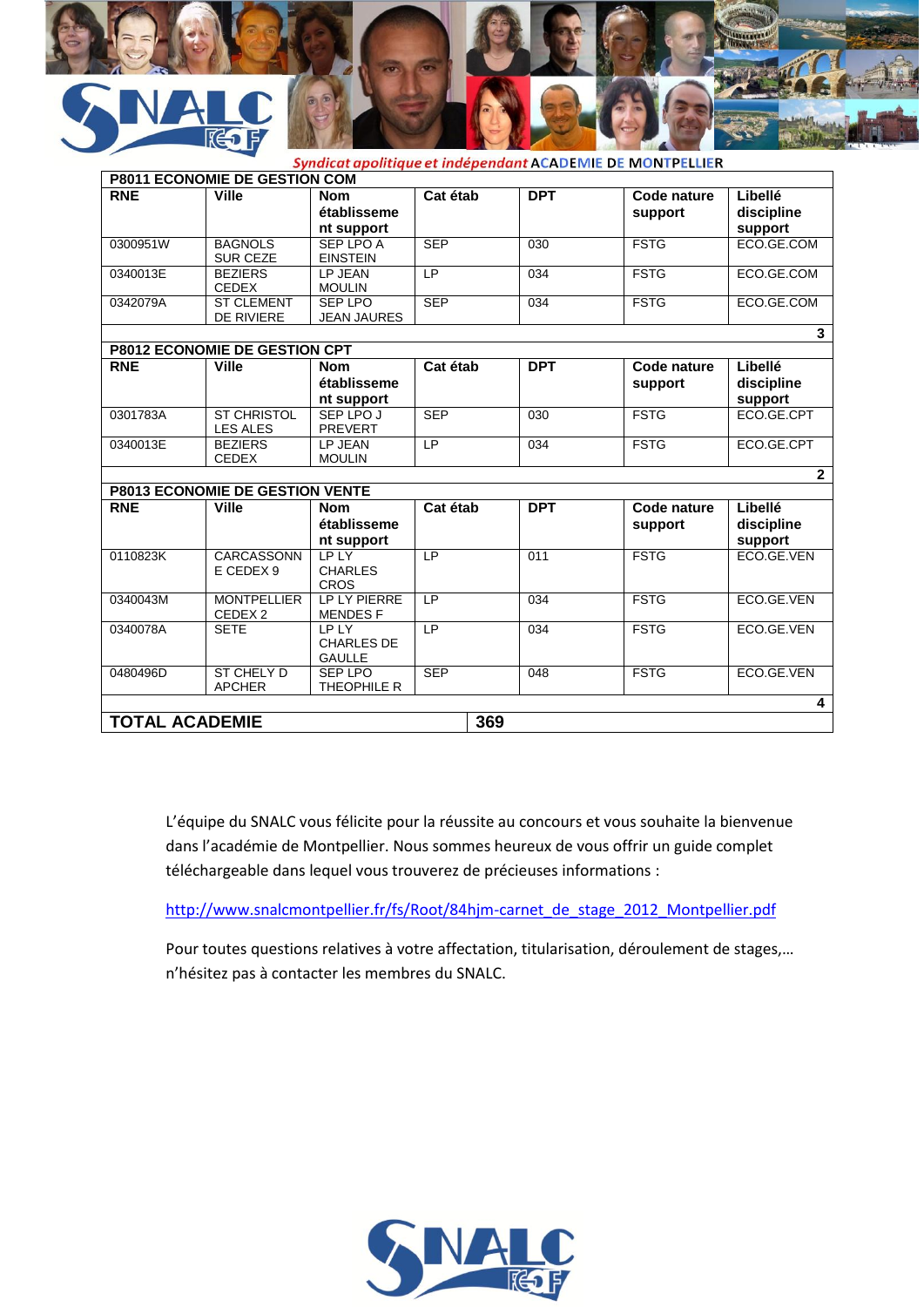*Syndicat apolitique et indépendant* ACADEMIE DE MONTPELLIER

| P8011 ECONOMIE DE GESTION COM | | | | | | |
|---|---|---|---|---|---|---|
| **RNE** | **Ville** | **Nom établissement support** | **Cat étab** | **DPT** | **Code nature support** | **Libellé discipline support** |
| 0300951W | BAGNOLS SUR CEZE | SEP LPO A EINSTEIN | SEP | 030 | FSTG | ECO.GE.COM |
| 0340013E | BEZIERS CEDEX | LP JEAN MOULIN | LP | 034 | FSTG | ECO.GE.COM |
| 0342079A | ST CLEMENT DE RIVIERE | SEP LPO JEAN JAURES | SEP | 034 | FSTG | ECO.GE.COM |
| | | | | | | 3 |

| P8012 ECONOMIE DE GESTION CPT | | | | | | |
|---|---|---|---|---|---|---|
| **RNE** | **Ville** | **Nom établissement support** | **Cat étab** | **DPT** | **Code nature support** | **Libellé discipline support** |
| 0301783A | ST CHRISTOL LES ALES | SEP LPO J PREVERT | SEP | 030 | FSTG | ECO.GE.CPT |
| 0340013E | BEZIERS CEDEX | LP JEAN MOULIN | LP | 034 | FSTG | ECO.GE.CPT |
| | | | | | | 2 |

| P8013 ECONOMIE DE GESTION VENTE | | | | | | |
|---|---|---|---|---|---|---|
| **RNE** | **Ville** | **Nom établissement support** | **Cat étab** | **DPT** | **Code nature support** | **Libellé discipline support** |
| 0110823K | CARCASSONNE CEDEX 9 | LP LY CHARLES CROS | LP | 011 | FSTG | ECO.GE.VEN |
| 0340043M | MONTPELLIER CEDEX 2 | LP LY PIERRE MENDES F | LP | 034 | FSTG | ECO.GE.VEN |
| 0340078A | SETE | LP LY CHARLES DE GAULLE | LP | 034 | FSTG | ECO.GE.VEN |
| 0480496D | ST CHELY D APCHER | SEP LPO THEOPHILE R | SEP | 048 | FSTG | ECO.GE.VEN |
| | | | | | | 4 |

| | |
|---|---|
| **TOTAL ACADEMIE** | **369** |

L'équipe du SNALC vous félicite pour la réussite au concours et vous souhaite la bienvenue dans l'académie de Montpellier. Nous sommes heureux de vous offrir un guide complet téléchargeable dans lequel vous trouverez de précieuses informations :

http://www.snalcmontpellier.fr/fs/Root/84hjm-carnet_de_stage_2012_Montpellier.pdf

Pour toutes questions relatives à votre affectation, titularisation, déroulement de stages,… n'hésitez pas à contacter les membres du SNALC.